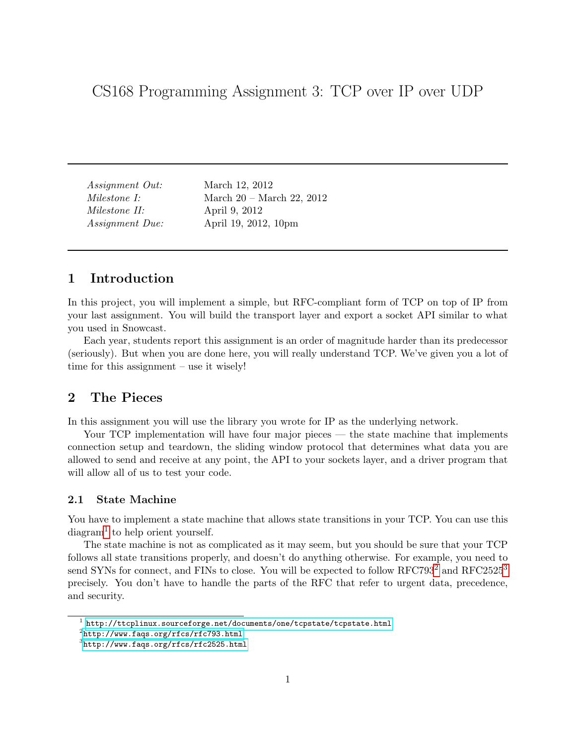# CS168 Programming Assignment 3: TCP over IP over UDP

---

| | |
|---|---|
| *Assignment Out:* | March 12, 2012 |
| *Milestone I:* | March 20 – March 22, 2012 |
| *Milestone II:* | April 9, 2012 |
| *Assignment Due:* | April 19, 2012, 10pm |

---

## 1 Introduction

In this project, you will implement a simple, but RFC-compliant form of TCP on top of IP from your last assignment. You will build the transport layer and export a socket API similar to what you used in Snowcast.

Each year, students report this assignment is an order of magnitude harder than its predecessor (seriously). But when you are done here, you will really understand TCP. We've given you a lot of time for this assignment – use it wisely!

## 2 The Pieces

In this assignment you will use the library you wrote for IP as the underlying network.

Your TCP implementation will have four major pieces — the state machine that implements connection setup and teardown, the sliding window protocol that determines what data you are allowed to send and receive at any point, the API to your sockets layer, and a driver program that will allow all of us to test your code.

### 2.1 State Machine

You have to implement a state machine that allows state transitions in your TCP. You can use this diagram[1] to help orient yourself.

The state machine is not as complicated as it may seem, but you should be sure that your TCP follows all state transitions properly, and doesn't do anything otherwise. For example, you need to send SYNs for connect, and FINs to close. You will be expected to follow RFC793[2] and RFC2525[3] precisely. You don't have to handle the parts of the RFC that refer to urgent data, precedence, and security.

---

[1] http://ttcplinux.sourceforge.net/documents/one/tcpstate/tcpstate.html

[2] http://www.faqs.org/rfcs/rfc793.html

[3] http://www.faqs.org/rfcs/rfc2525.html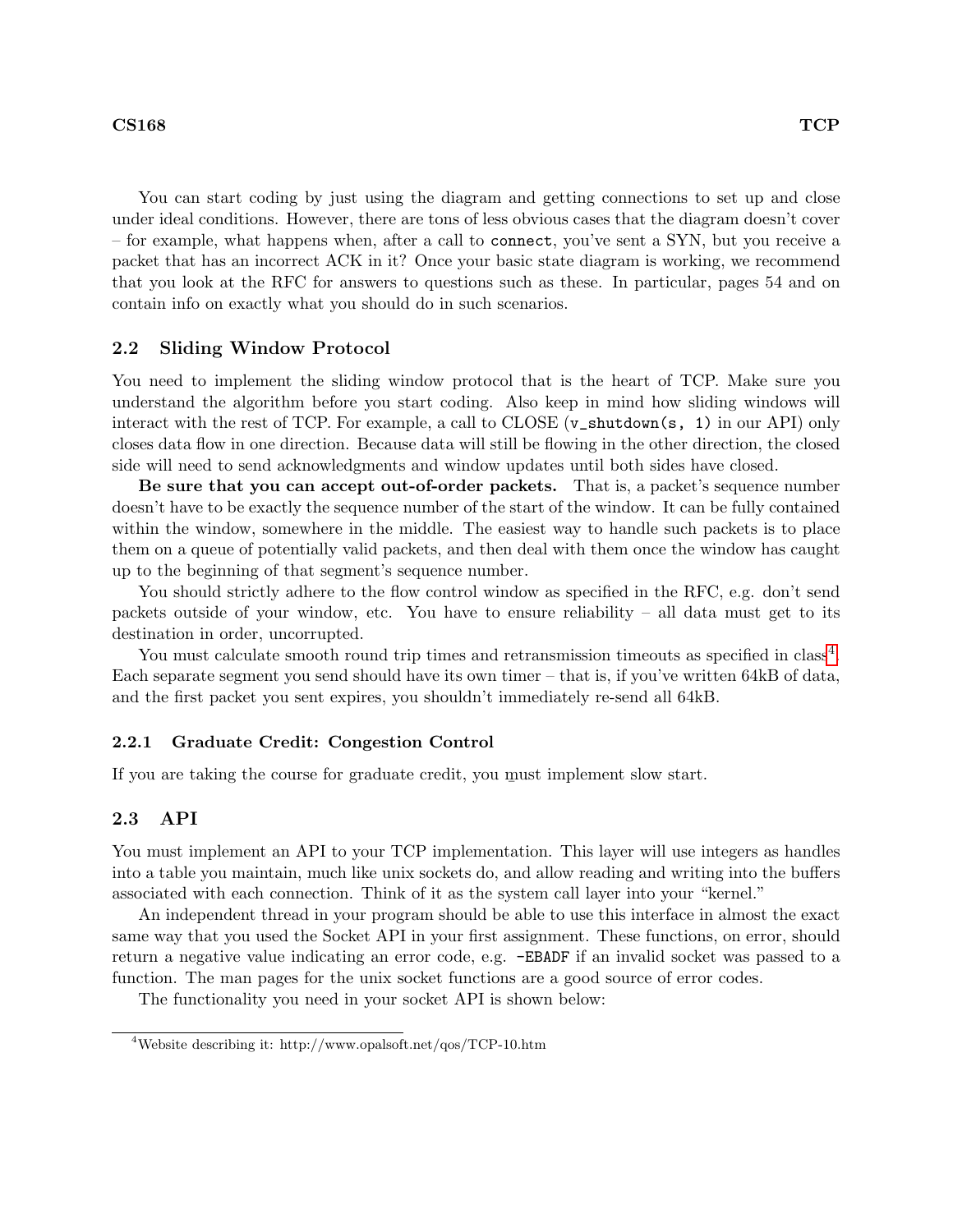You can start coding by just using the diagram and getting connections to set up and close under ideal conditions. However, there are tons of less obvious cases that the diagram doesn't cover – for example, what happens when, after a call to `connect`, you've sent a SYN, but you receive a packet that has an incorrect ACK in it? Once your basic state diagram is working, we recommend that you look at the RFC for answers to questions such as these. In particular, pages 54 and on contain info on exactly what you should do in such scenarios.

## 2.2 Sliding Window Protocol

You need to implement the sliding window protocol that is the heart of TCP. Make sure you understand the algorithm before you start coding. Also keep in mind how sliding windows will interact with the rest of TCP. For example, a call to CLOSE (`v_shutdown(s, 1)` in our API) only closes data flow in one direction. Because data will still be flowing in the other direction, the closed side will need to send acknowledgments and window updates until both sides have closed.

**Be sure that you can accept out-of-order packets.** That is, a packet's sequence number doesn't have to be exactly the sequence number of the start of the window. It can be fully contained within the window, somewhere in the middle. The easiest way to handle such packets is to place them on a queue of potentially valid packets, and then deal with them once the window has caught up to the beginning of that segment's sequence number.

You should strictly adhere to the flow control window as specified in the RFC, e.g. don't send packets outside of your window, etc. You have to ensure reliability – all data must get to its destination in order, uncorrupted.

You must calculate smooth round trip times and retransmission timeouts as specified in class[4]. Each separate segment you send should have its own timer – that is, if you've written 64kB of data, and the first packet you sent expires, you shouldn't immediately re-send all 64kB.

### 2.2.1 Graduate Credit: Congestion Control

If you are taking the course for graduate credit, you must implement slow start.

## 2.3 API

You must implement an API to your TCP implementation. This layer will use integers as handles into a table you maintain, much like unix sockets do, and allow reading and writing into the buffers associated with each connection. Think of it as the system call layer into your "kernel."

An independent thread in your program should be able to use this interface in almost the exact same way that you used the Socket API in your first assignment. These functions, on error, should return a negative value indicating an error code, e.g. `-EBADF` if an invalid socket was passed to a function. The man pages for the unix socket functions are a good source of error codes.

The functionality you need in your socket API is shown below:

[4] Website describing it: http://www.opalsoft.net/qos/TCP-10.htm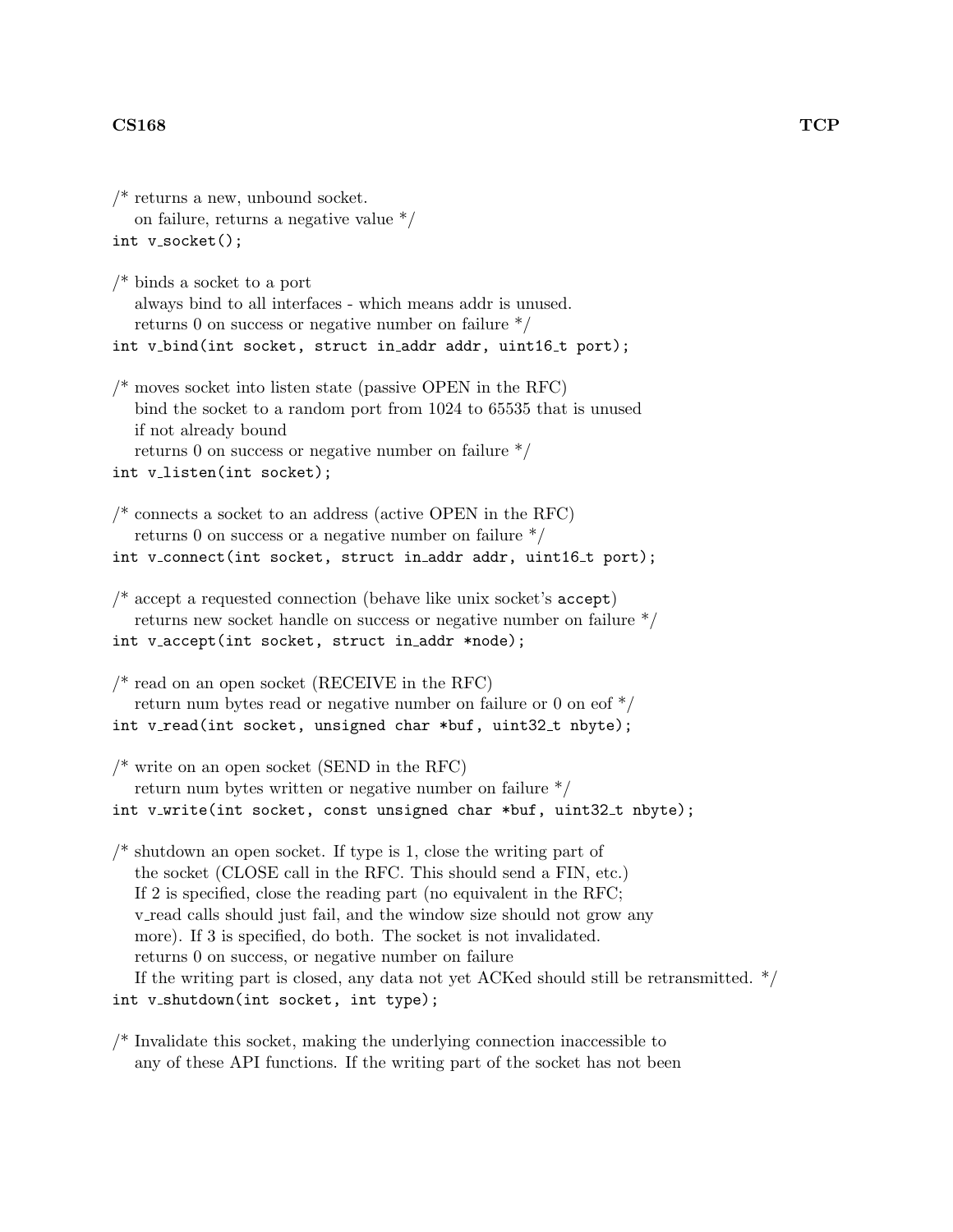```
/* returns a new, unbound socket.
   on failure, returns a negative value */
int v_socket();

/* binds a socket to a port
   always bind to all interfaces - which means addr is unused.
   returns 0 on success or negative number on failure */
int v_bind(int socket, struct in_addr addr, uint16_t port);

/* moves socket into listen state (passive OPEN in the RFC)
   bind the socket to a random port from 1024 to 65535 that is unused
   if not already bound
   returns 0 on success or negative number on failure */
int v_listen(int socket);

/* connects a socket to an address (active OPEN in the RFC)
   returns 0 on success or a negative number on failure */
int v_connect(int socket, struct in_addr addr, uint16_t port);

/* accept a requested connection (behave like unix socket's accept)
   returns new socket handle on success or negative number on failure */
int v_accept(int socket, struct in_addr *node);

/* read on an open socket (RECEIVE in the RFC)
   return num bytes read or negative number on failure or 0 on eof */
int v_read(int socket, unsigned char *buf, uint32_t nbyte);

/* write on an open socket (SEND in the RFC)
   return num bytes written or negative number on failure */
int v_write(int socket, const unsigned char *buf, uint32_t nbyte);

/* shutdown an open socket. If type is 1, close the writing part of
   the socket (CLOSE call in the RFC. This should send a FIN, etc.)
   If 2 is specified, close the reading part (no equivalent in the RFC;
   v_read calls should just fail, and the window size should not grow any
   more). If 3 is specified, do both. The socket is not invalidated.
   returns 0 on success, or negative number on failure
   If the writing part is closed, any data not yet ACKed should still be retransmitted. */
int v_shutdown(int socket, int type);

/* Invalidate this socket, making the underlying connection inaccessible to
   any of these API functions. If the writing part of the socket has not been
```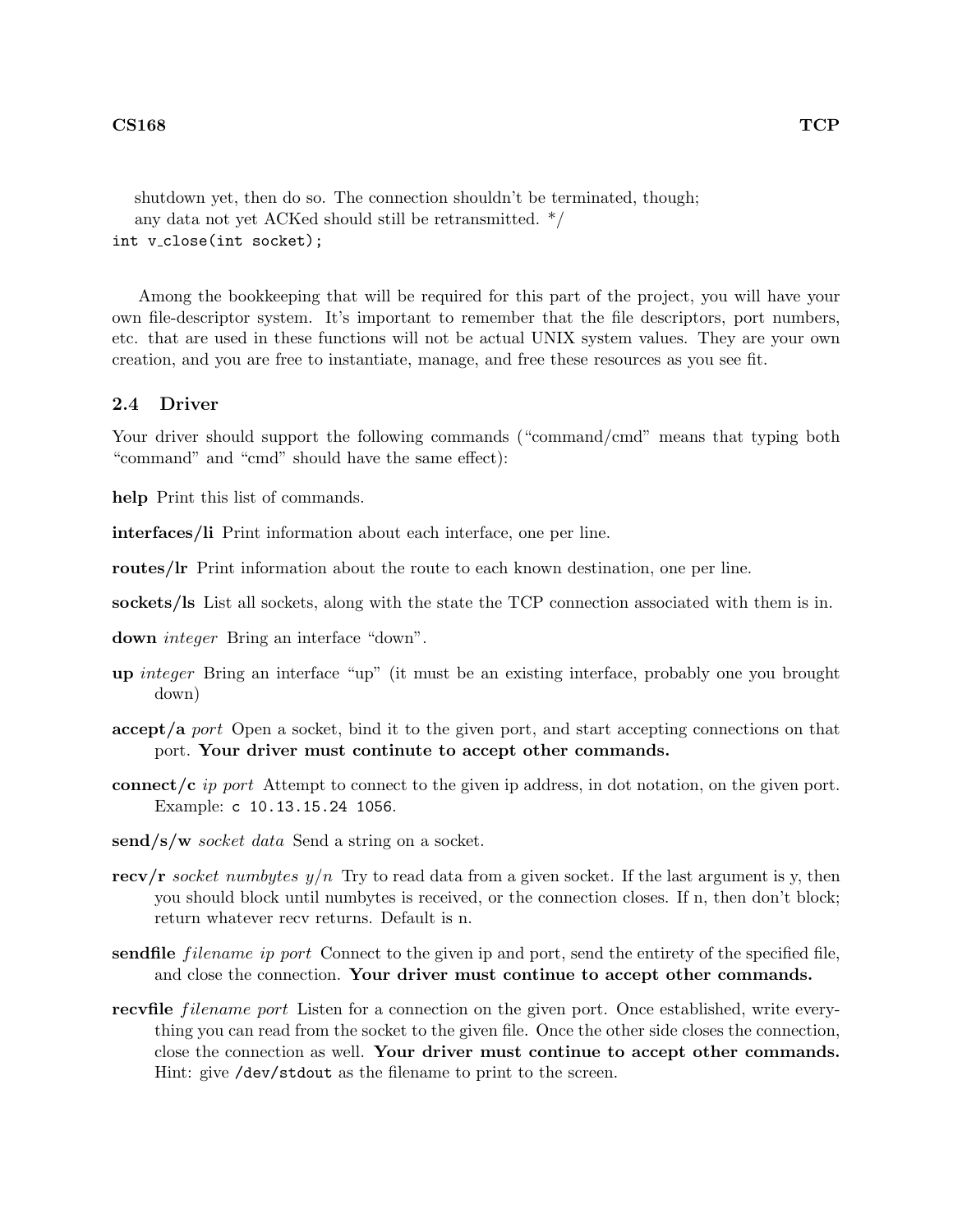```
   shutdown yet, then do so. The connection shouldn't be terminated, though;
   any data not yet ACKed should still be retransmitted. */
int v_close(int socket);
```

Among the bookkeeping that will be required for this part of the project, you will have your own file-descriptor system. It's important to remember that the file descriptors, port numbers, etc. that are used in these functions will not be actual UNIX system values. They are your own creation, and you are free to instantiate, manage, and free these resources as you see fit.

### 2.4 Driver

Your driver should support the following commands ("command/cmd" means that typing both "command" and "cmd" should have the same effect):

**help** Print this list of commands.

**interfaces/li** Print information about each interface, one per line.

**routes/lr** Print information about the route to each known destination, one per line.

**sockets/ls** List all sockets, along with the state the TCP connection associated with them is in.

**down** *integer* Bring an interface "down".

**up** *integer* Bring an interface "up" (it must be an existing interface, probably one you brought down)

**accept/a** *port* Open a socket, bind it to the given port, and start accepting connections on that port. **Your driver must continute to accept other commands.**

**connect/c** *ip port* Attempt to connect to the given ip address, in dot notation, on the given port. Example: `c 10.13.15.24 1056`.

**send/s/w** *socket data* Send a string on a socket.

**recv/r** *socket numbytes y/n* Try to read data from a given socket. If the last argument is y, then you should block until numbytes is received, or the connection closes. If n, then don't block; return whatever recv returns. Default is n.

**sendfile** *filename ip port* Connect to the given ip and port, send the entirety of the specified file, and close the connection. **Your driver must continue to accept other commands.**

**recvfile** *filename port* Listen for a connection on the given port. Once established, write everything you can read from the socket to the given file. Once the other side closes the connection, close the connection as well. **Your driver must continue to accept other commands.** Hint: give `/dev/stdout` as the filename to print to the screen.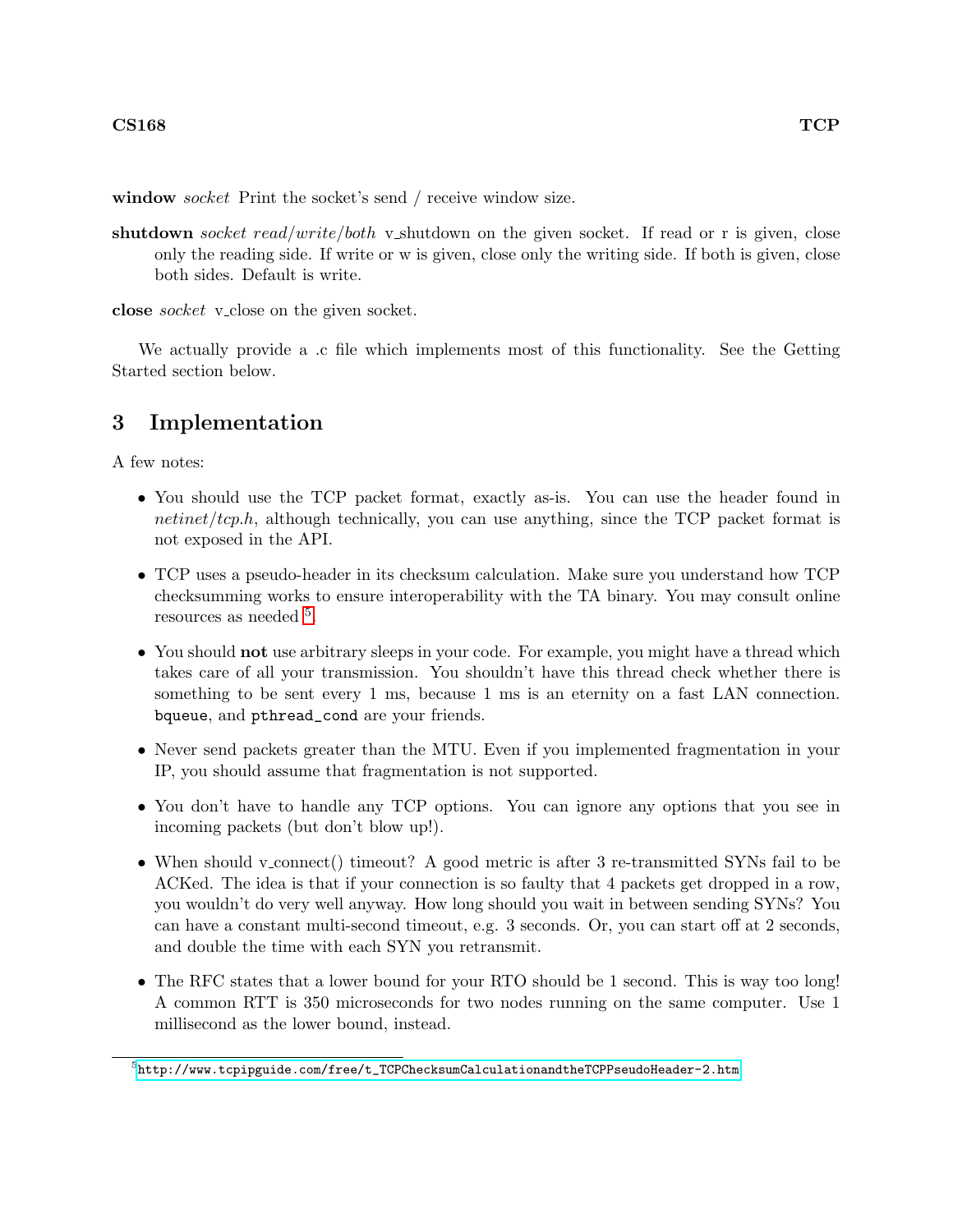**window** *socket* Print the socket's send / receive window size.

**shutdown** *socket read/write/both* v_shutdown on the given socket. If read or r is given, close only the reading side. If write or w is given, close only the writing side. If both is given, close both sides. Default is write.

**close** *socket* v_close on the given socket.

We actually provide a .c file which implements most of this functionality. See the Getting Started section below.

## 3 Implementation

A few notes:

- You should use the TCP packet format, exactly as-is. You can use the header found in *netinet/tcp.h*, although technically, you can use anything, since the TCP packet format is not exposed in the API.
- TCP uses a pseudo-header in its checksum calculation. Make sure you understand how TCP checksumming works to ensure interoperability with the TA binary. You may consult online resources as needed [5].
- You should **not** use arbitrary sleeps in your code. For example, you might have a thread which takes care of all your transmission. You shouldn't have this thread check whether there is something to be sent every 1 ms, because 1 ms is an eternity on a fast LAN connection. `bqueue`, and `pthread_cond` are your friends.
- Never send packets greater than the MTU. Even if you implemented fragmentation in your IP, you should assume that fragmentation is not supported.
- You don't have to handle any TCP options. You can ignore any options that you see in incoming packets (but don't blow up!).
- When should v_connect() timeout? A good metric is after 3 re-transmitted SYNs fail to be ACKed. The idea is that if your connection is so faulty that 4 packets get dropped in a row, you wouldn't do very well anyway. How long should you wait in between sending SYNs? You can have a constant multi-second timeout, e.g. 3 seconds. Or, you can start off at 2 seconds, and double the time with each SYN you retransmit.
- The RFC states that a lower bound for your RTO should be 1 second. This is way too long! A common RTT is 350 microseconds for two nodes running on the same computer. Use 1 millisecond as the lower bound, instead.

[5] http://www.tcpipguide.com/free/t_TCPChecksumCalculationandtheTCPPseudoHeader-2.htm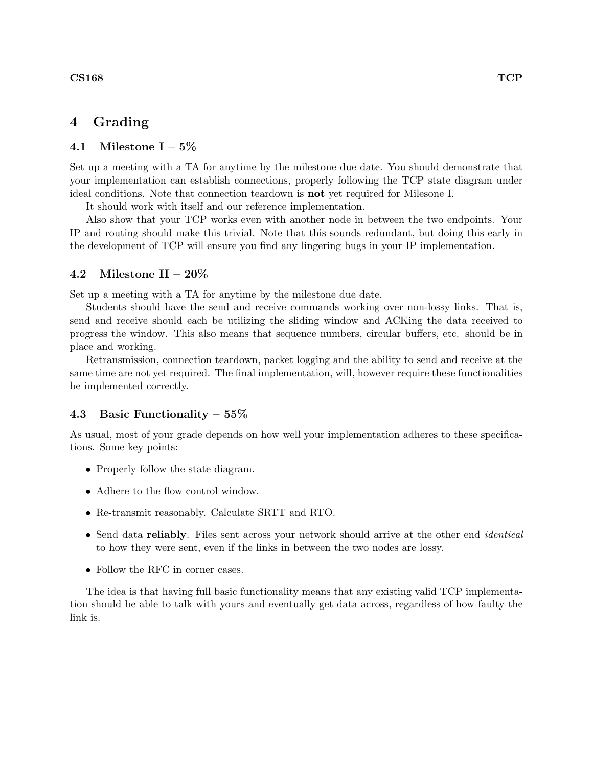# 4 Grading

## 4.1 Milestone I – 5%

Set up a meeting with a TA for anytime by the milestone due date. You should demonstrate that your implementation can establish connections, properly following the TCP state diagram under ideal conditions. Note that connection teardown is **not** yet required for Milesone I.

It should work with itself and our reference implementation.

Also show that your TCP works even with another node in between the two endpoints. Your IP and routing should make this trivial. Note that this sounds redundant, but doing this early in the development of TCP will ensure you find any lingering bugs in your IP implementation.

## 4.2 Milestone II – 20%

Set up a meeting with a TA for anytime by the milestone due date.

Students should have the send and receive commands working over non-lossy links. That is, send and receive should each be utilizing the sliding window and ACKing the data received to progress the window. This also means that sequence numbers, circular buffers, etc. should be in place and working.

Retransmission, connection teardown, packet logging and the ability to send and receive at the same time are not yet required. The final implementation, will, however require these functionalities be implemented correctly.

## 4.3 Basic Functionality – 55%

As usual, most of your grade depends on how well your implementation adheres to these specifications. Some key points:

- Properly follow the state diagram.
- Adhere to the flow control window.
- Re-transmit reasonably. Calculate SRTT and RTO.
- Send data **reliably**. Files sent across your network should arrive at the other end *identical* to how they were sent, even if the links in between the two nodes are lossy.
- Follow the RFC in corner cases.

The idea is that having full basic functionality means that any existing valid TCP implementation should be able to talk with yours and eventually get data across, regardless of how faulty the link is.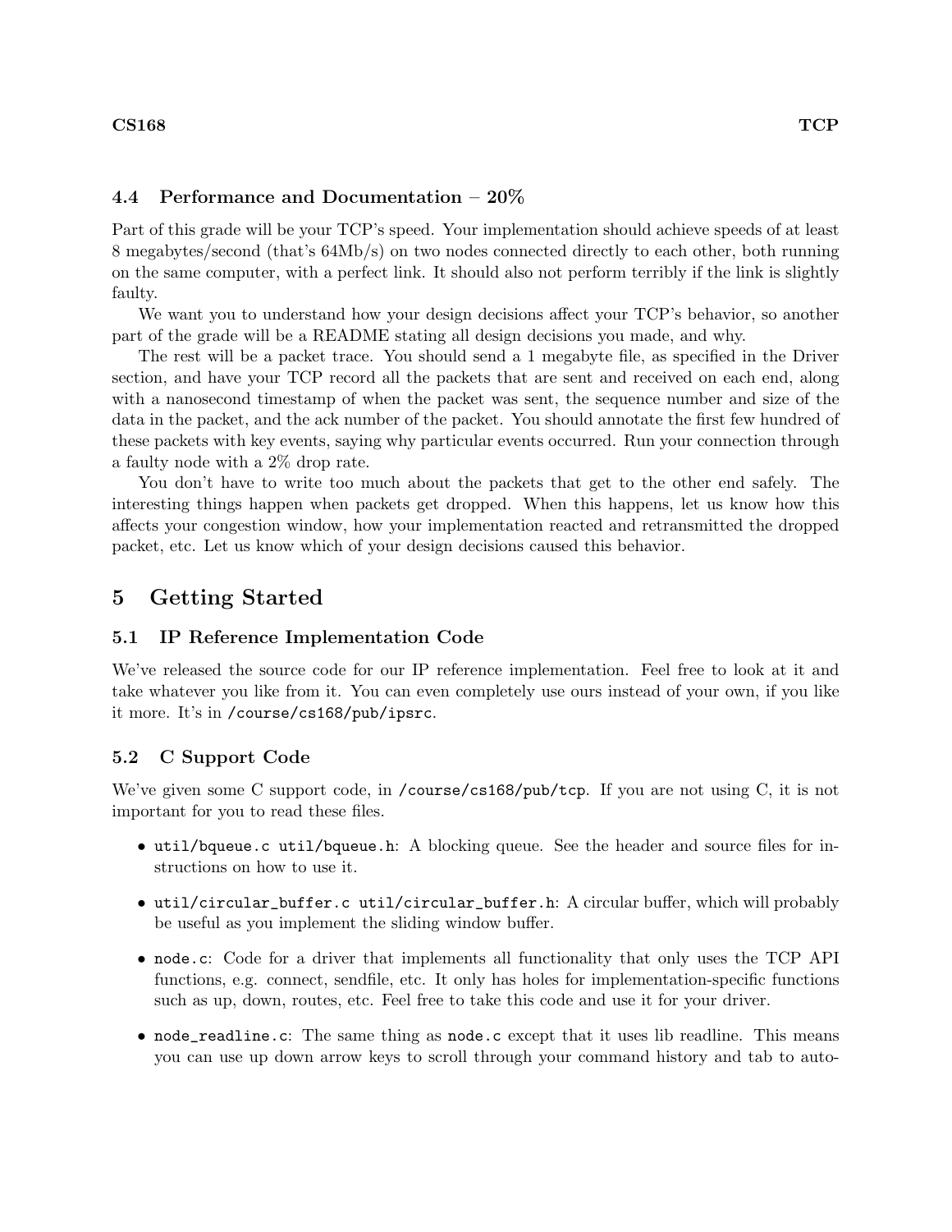### 4.4 Performance and Documentation – 20%

Part of this grade will be your TCP's speed. Your implementation should achieve speeds of at least 8 megabytes/second (that's 64Mb/s) on two nodes connected directly to each other, both running on the same computer, with a perfect link. It should also not perform terribly if the link is slightly faulty.

We want you to understand how your design decisions affect your TCP's behavior, so another part of the grade will be a README stating all design decisions you made, and why.

The rest will be a packet trace. You should send a 1 megabyte file, as specified in the Driver section, and have your TCP record all the packets that are sent and received on each end, along with a nanosecond timestamp of when the packet was sent, the sequence number and size of the data in the packet, and the ack number of the packet. You should annotate the first few hundred of these packets with key events, saying why particular events occurred. Run your connection through a faulty node with a 2% drop rate.

You don't have to write too much about the packets that get to the other end safely. The interesting things happen when packets get dropped. When this happens, let us know how this affects your congestion window, how your implementation reacted and retransmitted the dropped packet, etc. Let us know which of your design decisions caused this behavior.

## 5 Getting Started

### 5.1 IP Reference Implementation Code

We've released the source code for our IP reference implementation. Feel free to look at it and take whatever you like from it. You can even completely use ours instead of your own, if you like it more. It's in `/course/cs168/pub/ipsrc`.

### 5.2 C Support Code

We've given some C support code, in `/course/cs168/pub/tcp`. If you are not using C, it is not important for you to read these files.

- `util/bqueue.c util/bqueue.h`: A blocking queue. See the header and source files for instructions on how to use it.
- `util/circular_buffer.c util/circular_buffer.h`: A circular buffer, which will probably be useful as you implement the sliding window buffer.
- `node.c`: Code for a driver that implements all functionality that only uses the TCP API functions, e.g. connect, sendfile, etc. It only has holes for implementation-specific functions such as up, down, routes, etc. Feel free to take this code and use it for your driver.
- `node_readline.c`: The same thing as `node.c` except that it uses lib readline. This means you can use up down arrow keys to scroll through your command history and tab to auto-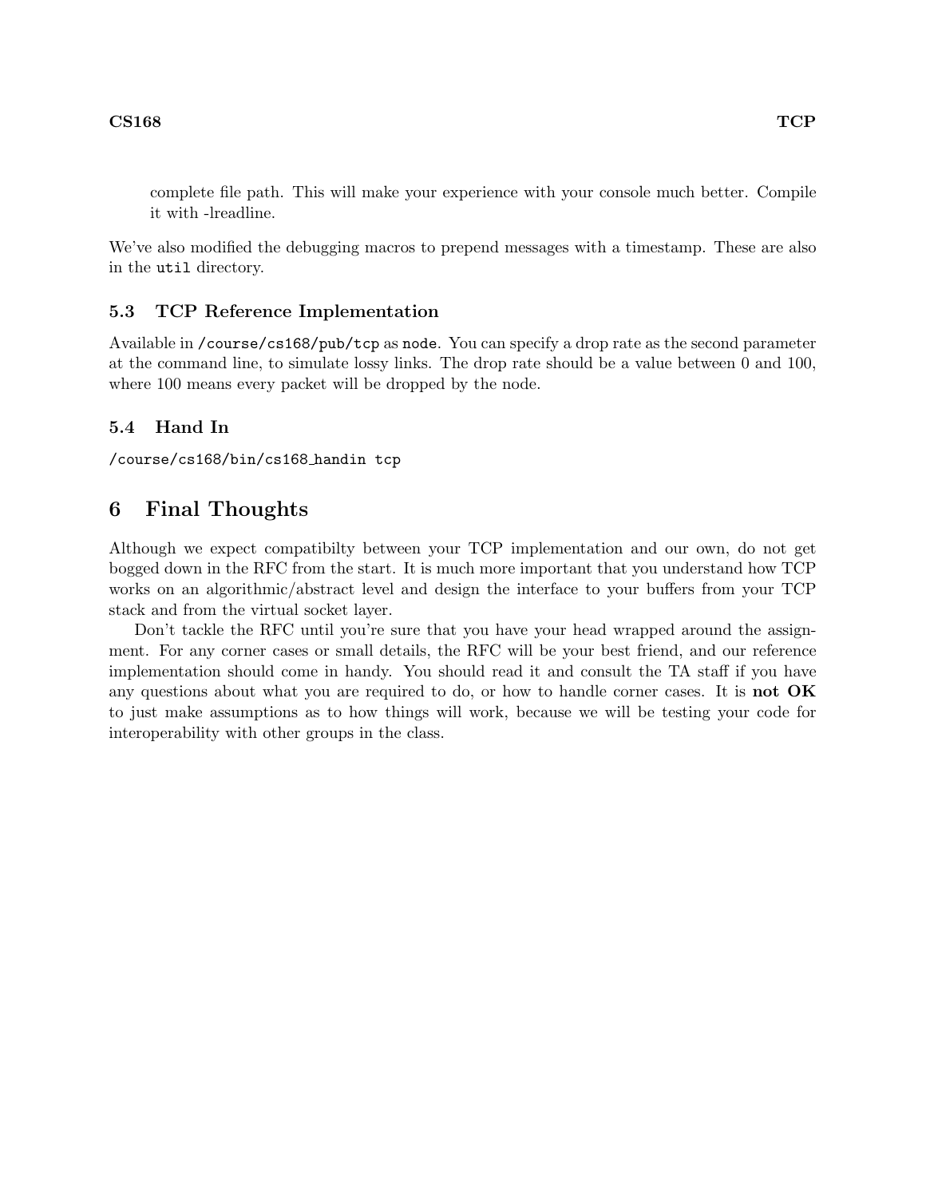complete file path. This will make your experience with your console much better. Compile it with -lreadline.

We've also modified the debugging macros to prepend messages with a timestamp. These are also in the `util` directory.

### 5.3 TCP Reference Implementation

Available in `/course/cs168/pub/tcp` as `node`. You can specify a drop rate as the second parameter at the command line, to simulate lossy links. The drop rate should be a value between 0 and 100, where 100 means every packet will be dropped by the node.

### 5.4 Hand In

`/course/cs168/bin/cs168_handin tcp`

## 6 Final Thoughts

Although we expect compatibilty between your TCP implementation and our own, do not get bogged down in the RFC from the start. It is much more important that you understand how TCP works on an algorithmic/abstract level and design the interface to your buffers from your TCP stack and from the virtual socket layer.

Don't tackle the RFC until you're sure that you have your head wrapped around the assignment. For any corner cases or small details, the RFC will be your best friend, and our reference implementation should come in handy. You should read it and consult the TA staff if you have any questions about what you are required to do, or how to handle corner cases. It is **not OK** to just make assumptions as to how things will work, because we will be testing your code for interoperability with other groups in the class.